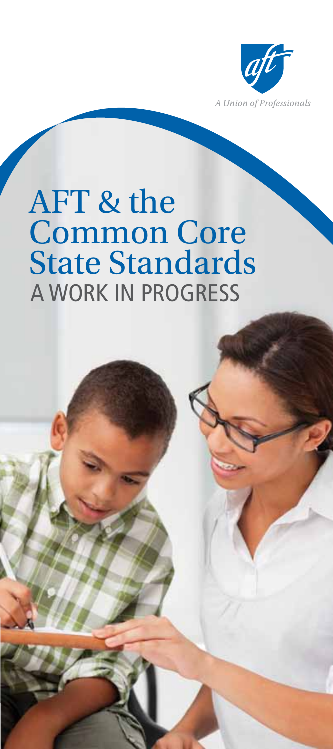A Union of Professionals

# AFT & the Common Core State Standards

## A WORK IN PROGRESS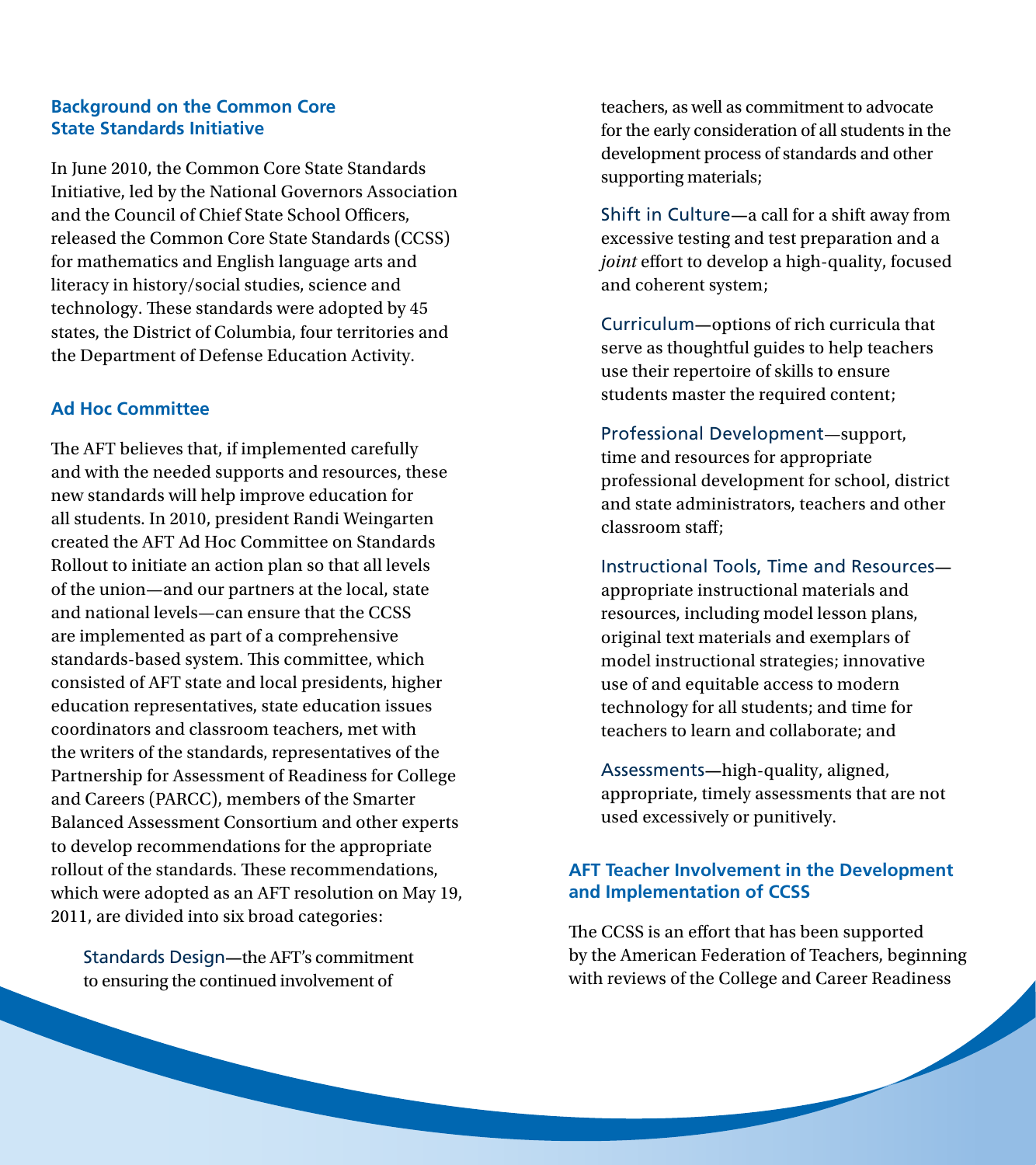## Background on the Common Core State Standards Initiative

In June 2010, the Common Core State Standards Initiative, led by the National Governors Association and the Council of Chief State School Officers, released the Common Core State Standards (CCSS) for mathematics and English language arts and literacy in history/social studies, science and technology. These standards were adopted by 45 states, the District of Columbia, four territories and the Department of Defense Education Activity.

## Ad Hoc Committee

The AFT believes that, if implemented carefully and with the needed supports and resources, these new standards will help improve education for all students. In 2010, president Randi Weingarten created the AFT Ad Hoc Committee on Standards Rollout to initiate an action plan so that all levels of the union—and our partners at the local, state and national levels—can ensure that the CCSS are implemented as part of a comprehensive standards-based system. This committee, which consisted of AFT state and local presidents, higher education representatives, state education issues coordinators and classroom teachers, met with the writers of the standards, representatives of the Partnership for Assessment of Readiness for College and Careers (PARCC), members of the Smarter Balanced Assessment Consortium and other experts to develop recommendations for the appropriate rollout of the standards. These recommendations, which were adopted as an AFT resolution on May 19, 2011, are divided into six broad categories:

Standards Design—the AFT's commitment to ensuring the continued involvement of teachers, as well as commitment to advocate for the early consideration of all students in the development process of standards and other supporting materials;

Shift in Culture—a call for a shift away from excessive testing and test preparation and a *joint* effort to develop a high-quality, focused and coherent system;

Curriculum—options of rich curricula that serve as thoughtful guides to help teachers use their repertoire of skills to ensure students master the required content;

Professional Development—support, time and resources for appropriate professional development for school, district and state administrators, teachers and other classroom staff;

Instructional Tools, Time and Resources—appropriate instructional materials and resources, including model lesson plans, original text materials and exemplars of model instructional strategies; innovative use of and equitable access to modern technology for all students; and time for teachers to learn and collaborate; and

Assessments—high-quality, aligned, appropriate, timely assessments that are not used excessively or punitively.

## AFT Teacher Involvement in the Development and Implementation of CCSS

The CCSS is an effort that has been supported by the American Federation of Teachers, beginning with reviews of the College and Career Readiness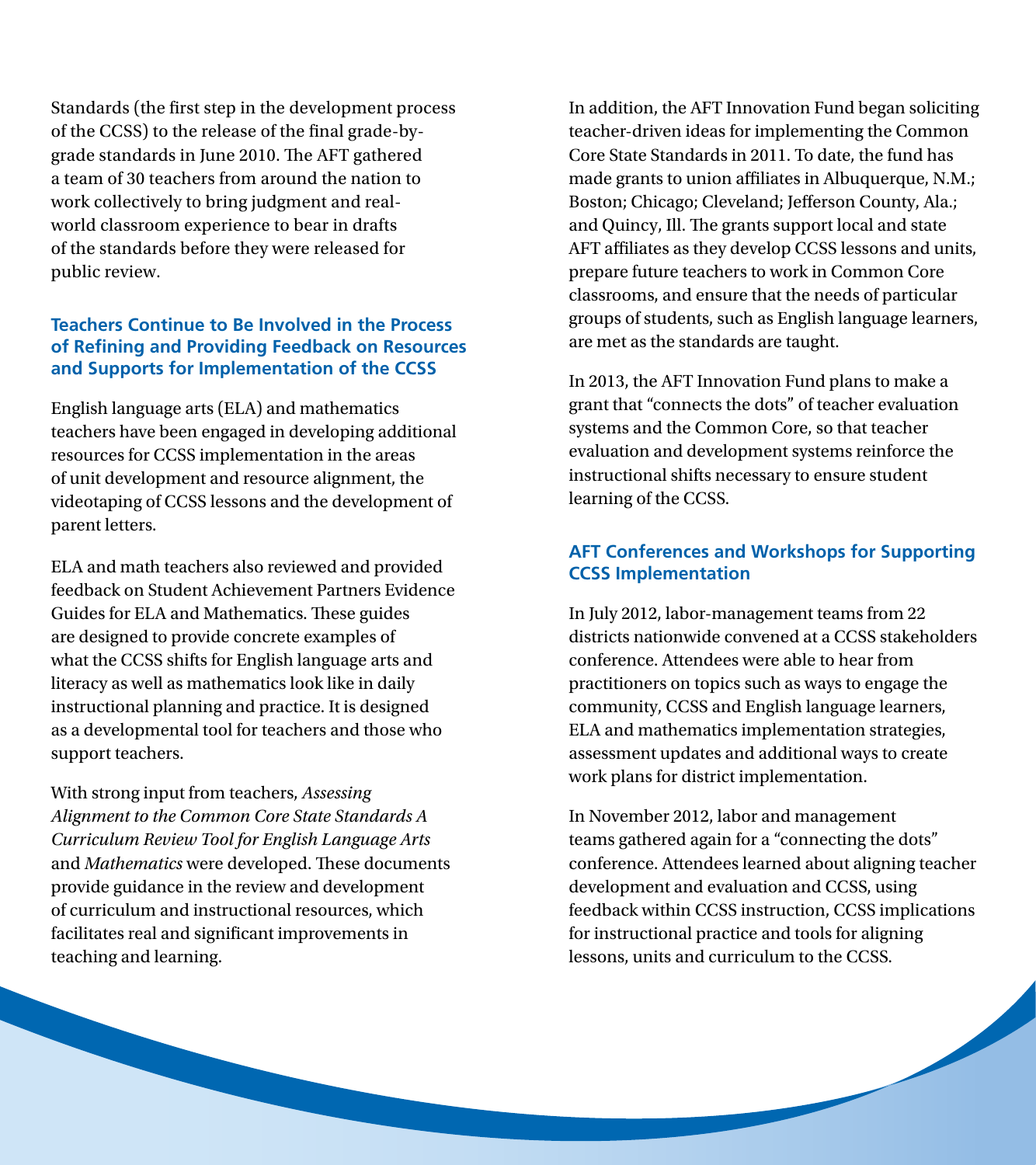Standards (the first step in the development process of the CCSS) to the release of the final grade-by-grade standards in June 2010. The AFT gathered a team of 30 teachers from around the nation to work collectively to bring judgment and real-world classroom experience to bear in drafts of the standards before they were released for public review.

### Teachers Continue to Be Involved in the Process of Refining and Providing Feedback on Resources and Supports for Implementation of the CCSS

English language arts (ELA) and mathematics teachers have been engaged in developing additional resources for CCSS implementation in the areas of unit development and resource alignment, the videotaping of CCSS lessons and the development of parent letters.

ELA and math teachers also reviewed and provided feedback on Student Achievement Partners Evidence Guides for ELA and Mathematics. These guides are designed to provide concrete examples of what the CCSS shifts for English language arts and literacy as well as mathematics look like in daily instructional planning and practice. It is designed as a developmental tool for teachers and those who support teachers.

With strong input from teachers, *Assessing Alignment to the Common Core State Standards A Curriculum Review Tool for English Language Arts* and *Mathematics* were developed. These documents provide guidance in the review and development of curriculum and instructional resources, which facilitates real and significant improvements in teaching and learning.

In addition, the AFT Innovation Fund began soliciting teacher-driven ideas for implementing the Common Core State Standards in 2011. To date, the fund has made grants to union affiliates in Albuquerque, N.M.; Boston; Chicago; Cleveland; Jefferson County, Ala.; and Quincy, Ill. The grants support local and state AFT affiliates as they develop CCSS lessons and units, prepare future teachers to work in Common Core classrooms, and ensure that the needs of particular groups of students, such as English language learners, are met as the standards are taught.

In 2013, the AFT Innovation Fund plans to make a grant that "connects the dots" of teacher evaluation systems and the Common Core, so that teacher evaluation and development systems reinforce the instructional shifts necessary to ensure student learning of the CCSS.

### AFT Conferences and Workshops for Supporting CCSS Implementation

In July 2012, labor-management teams from 22 districts nationwide convened at a CCSS stakeholders conference. Attendees were able to hear from practitioners on topics such as ways to engage the community, CCSS and English language learners, ELA and mathematics implementation strategies, assessment updates and additional ways to create work plans for district implementation.

In November 2012, labor and management teams gathered again for a "connecting the dots" conference. Attendees learned about aligning teacher development and evaluation and CCSS, using feedback within CCSS instruction, CCSS implications for instructional practice and tools for aligning lessons, units and curriculum to the CCSS.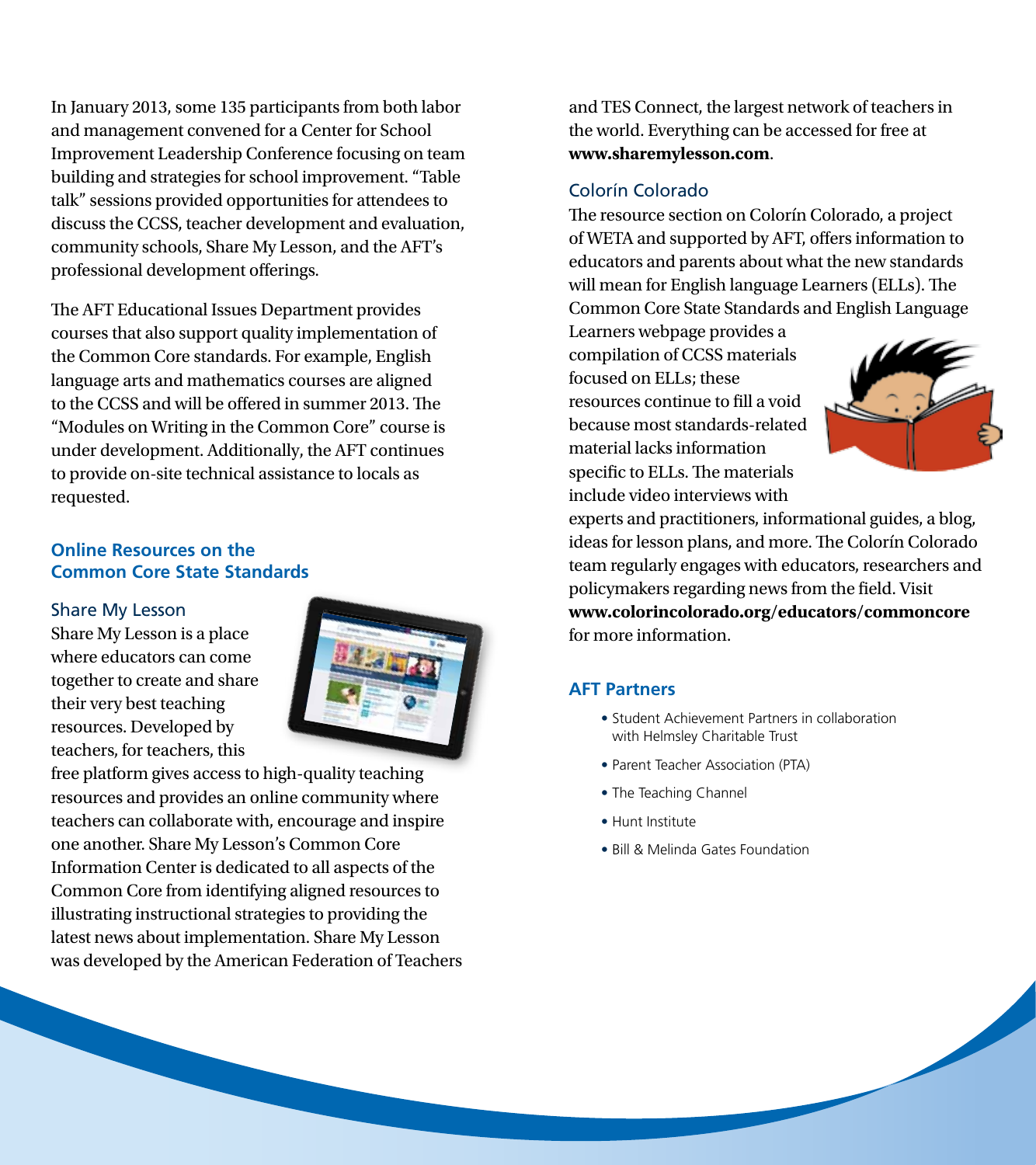In January 2013, some 135 participants from both labor and management convened for a Center for School Improvement Leadership Conference focusing on team building and strategies for school improvement. "Table talk" sessions provided opportunities for attendees to discuss the CCSS, teacher development and evaluation, community schools, Share My Lesson, and the AFT's professional development offerings.

The AFT Educational Issues Department provides courses that also support quality implementation of the Common Core standards. For example, English language arts and mathematics courses are aligned to the CCSS and will be offered in summer 2013. The "Modules on Writing in the Common Core" course is under development. Additionally, the AFT continues to provide on-site technical assistance to locals as requested.

## Online Resources on the Common Core State Standards

### Share My Lesson

Share My Lesson is a place where educators can come together to create and share their very best teaching resources. Developed by teachers, for teachers, this free platform gives access to high-quality teaching resources and provides an online community where teachers can collaborate with, encourage and inspire one another. Share My Lesson's Common Core Information Center is dedicated to all aspects of the Common Core from identifying aligned resources to illustrating instructional strategies to providing the latest news about implementation. Share My Lesson was developed by the American Federation of Teachers and TES Connect, the largest network of teachers in the world. Everything can be accessed for free at **www.sharemylesson.com**.

### Colorín Colorado

The resource section on Colorín Colorado, a project of WETA and supported by AFT, offers information to educators and parents about what the new standards will mean for English language Learners (ELLs). The Common Core State Standards and English Language Learners webpage provides a compilation of CCSS materials focused on ELLs; these resources continue to fill a void because most standards-related material lacks information specific to ELLs. The materials include video interviews with experts and practitioners, informational guides, a blog, ideas for lesson plans, and more. The Colorín Colorado team regularly engages with educators, researchers and policymakers regarding news from the field. Visit **www.colorincolorado.org/educators/commoncore** for more information.

## AFT Partners

- Student Achievement Partners in collaboration with Helmsley Charitable Trust
- Parent Teacher Association (PTA)
- The Teaching Channel
- Hunt Institute
- Bill & Melinda Gates Foundation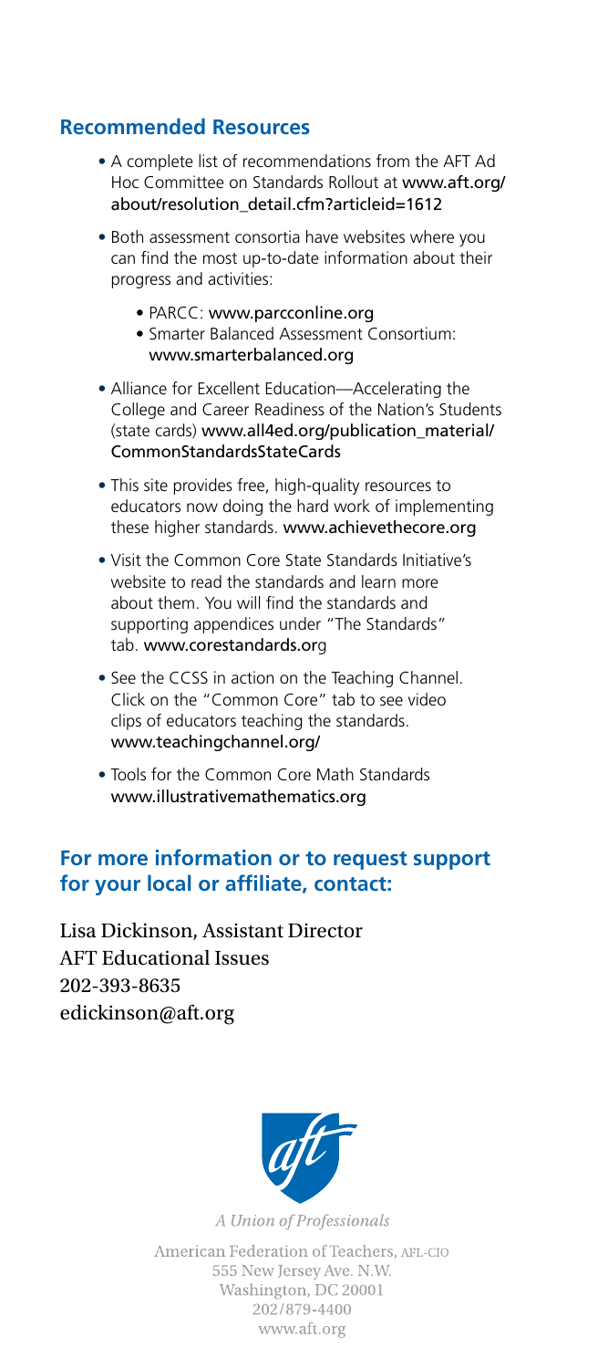## Recommended Resources

- A complete list of recommendations from the AFT Ad Hoc Committee on Standards Rollout at www.aft.org/about/resolution_detail.cfm?articleid=1612
- Both assessment consortia have websites where you can find the most up-to-date information about their progress and activities:
  - PARCC: www.parcconline.org
  - Smarter Balanced Assessment Consortium: www.smarterbalanced.org
- Alliance for Excellent Education—Accelerating the College and Career Readiness of the Nation's Students (state cards) www.all4ed.org/publication_material/CommonStandardsStateCards
- This site provides free, high-quality resources to educators now doing the hard work of implementing these higher standards. www.achievethecore.org
- Visit the Common Core State Standards Initiative's website to read the standards and learn more about them. You will find the standards and supporting appendices under "The Standards" tab. www.corestandards.org
- See the CCSS in action on the Teaching Channel. Click on the "Common Core" tab to see video clips of educators teaching the standards. www.teachingchannel.org/
- Tools for the Common Core Math Standards www.illustrativemathematics.org

## For more information or to request support for your local or affiliate, contact:

Lisa Dickinson, Assistant Director
AFT Educational Issues
202-393-8635
edickinson@aft.org

*A Union of Professionals*

American Federation of Teachers, AFL-CIO
555 New Jersey Ave. N.W.
Washington, DC 20001
202/879-4400
www.aft.org